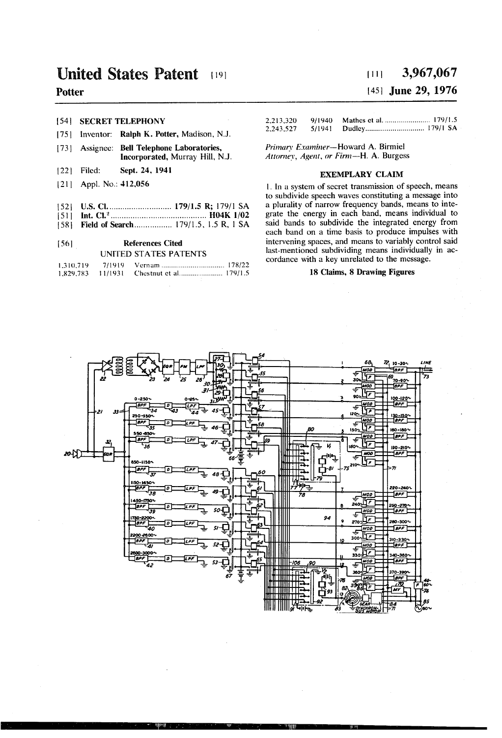# United States Patent [19]

**Potter**

[11] **3,967,067**

[45] **June 29, 1976**

[54] **SECRET TELEPHONY**

[75] Inventor: **Ralph K. Potter**, Madison, N.J.

[73] Assignee: **Bell Telephone Laboratories, Incorporated**, Murray Hill, N.J.

[22] Filed: **Sept. 24, 1941**

[21] Appl. No.: **412,056**

[52] **U.S. Cl.** .......................... **179/1.5 R**; 179/1 SA

[51] **Int. Cl.²** .......................... **H04K 1/02**

[58] **Field of Search** .................. 179/1.5, 1.5 R, 1 SA

[56] **References Cited**

UNITED STATES PATENTS

| | | | |
|---|---|---|---|
| 1,310,719 | 7/1919 | Vernam | 178/22 |
| 1,829,783 | 11/1931 | Chestnut et al. | 179/1.5 |
| 2,213,320 | 9/1940 | Mathes et al. | 179/1.5 |
| 2,243,527 | 5/1941 | Dudley | 179/1 SA |

*Primary Examiner*—Howard A. Birmiel
*Attorney, Agent, or Firm*—H. A. Burgess

## EXEMPLARY CLAIM

1. In a system of secret transmission of speech, means to subdivide speech waves constituting a message into a plurality of narrow frequency bands, means to integrate the energy in each band, means individual to said bands to subdivide the integrated energy from each band on a time basis to produce impulses with intervening spaces, and means to variably control said last-mentioned subdividing means individually in accordance with a key unrelated to the message.

**18 Claims, 8 Drawing Figures**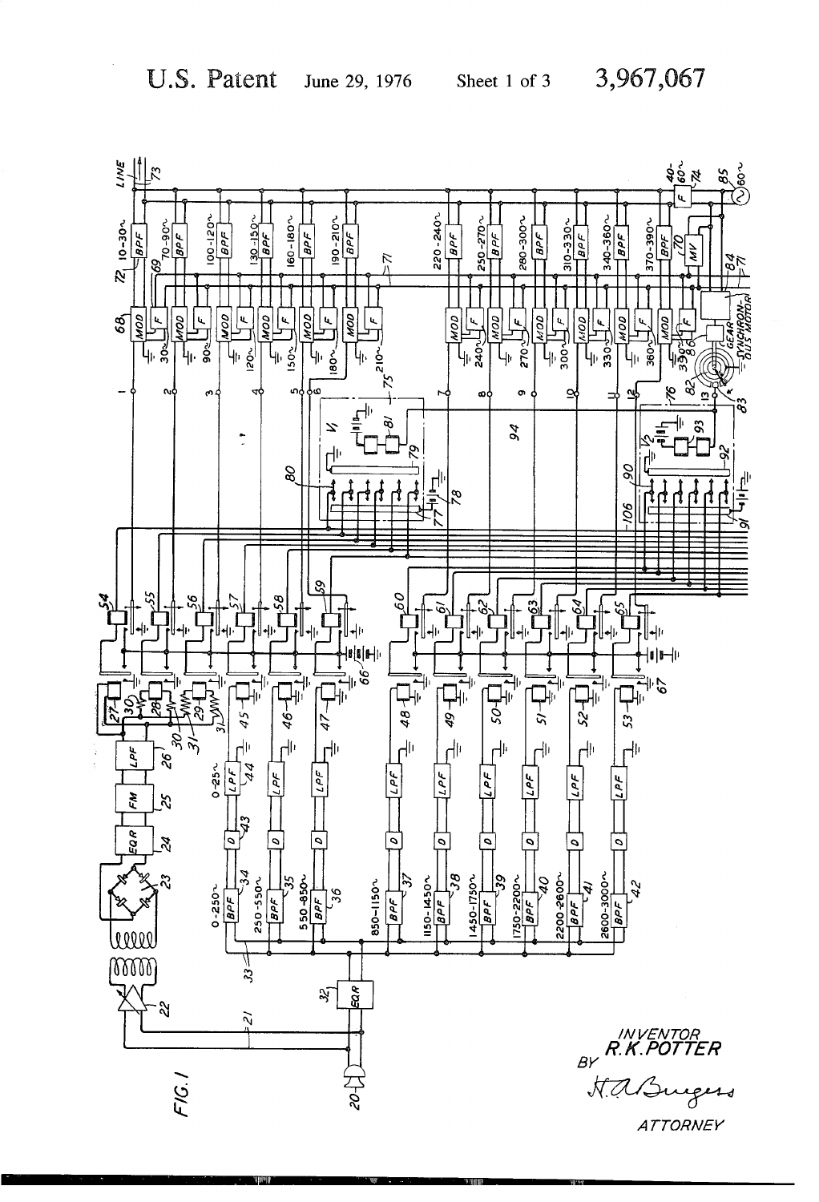U.S. Patent June 29, 1976 Sheet 1 of 3 3,967,067

FIG. 1

INVENTOR
R. K. POTTER
BY
H. A. Burgess
ATTORNEY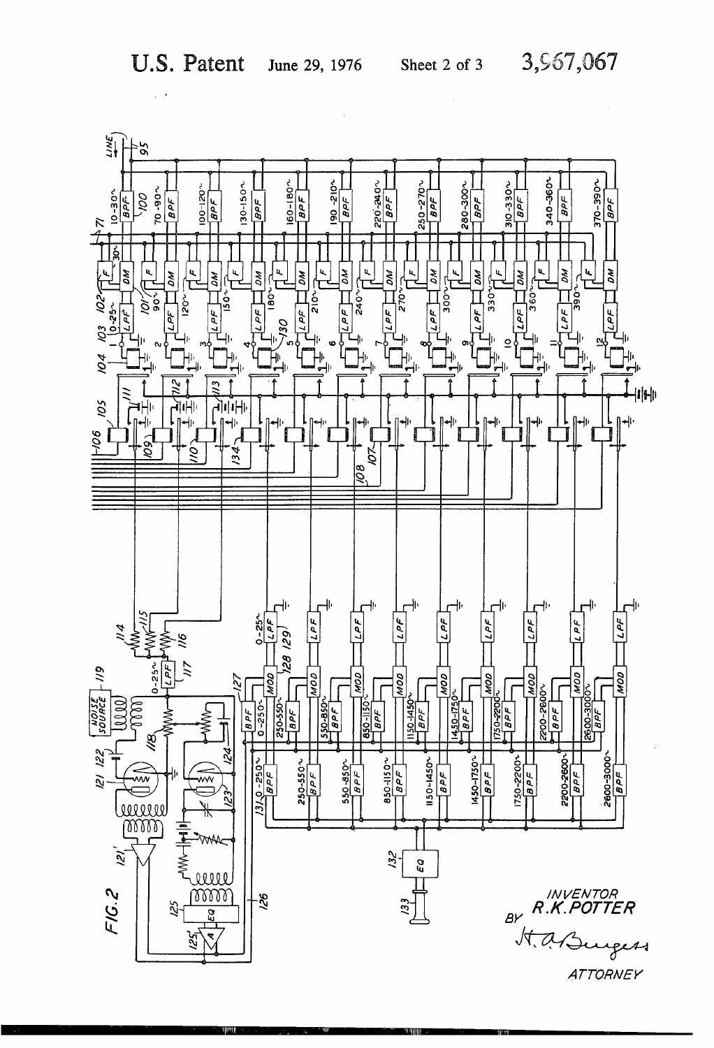# U.S. Patent June 29, 1976 Sheet 2 of 3 3,967,067

FIG. 2

INVENTOR
BY R.K. POTTER

H. A. Burgess
ATTORNEY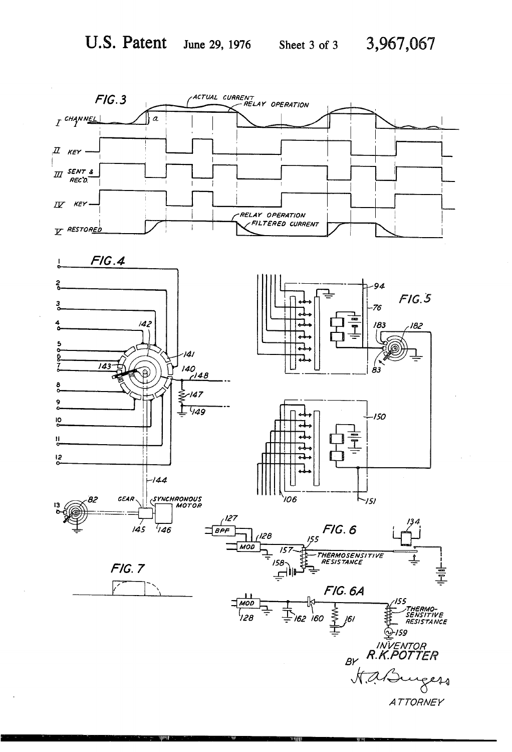FIG. 3

FIG. 4

FIG. 5

FIG. 6

FIG. 6A

FIG. 7

INVENTOR
R. K. POTTER
BY
ATTORNEY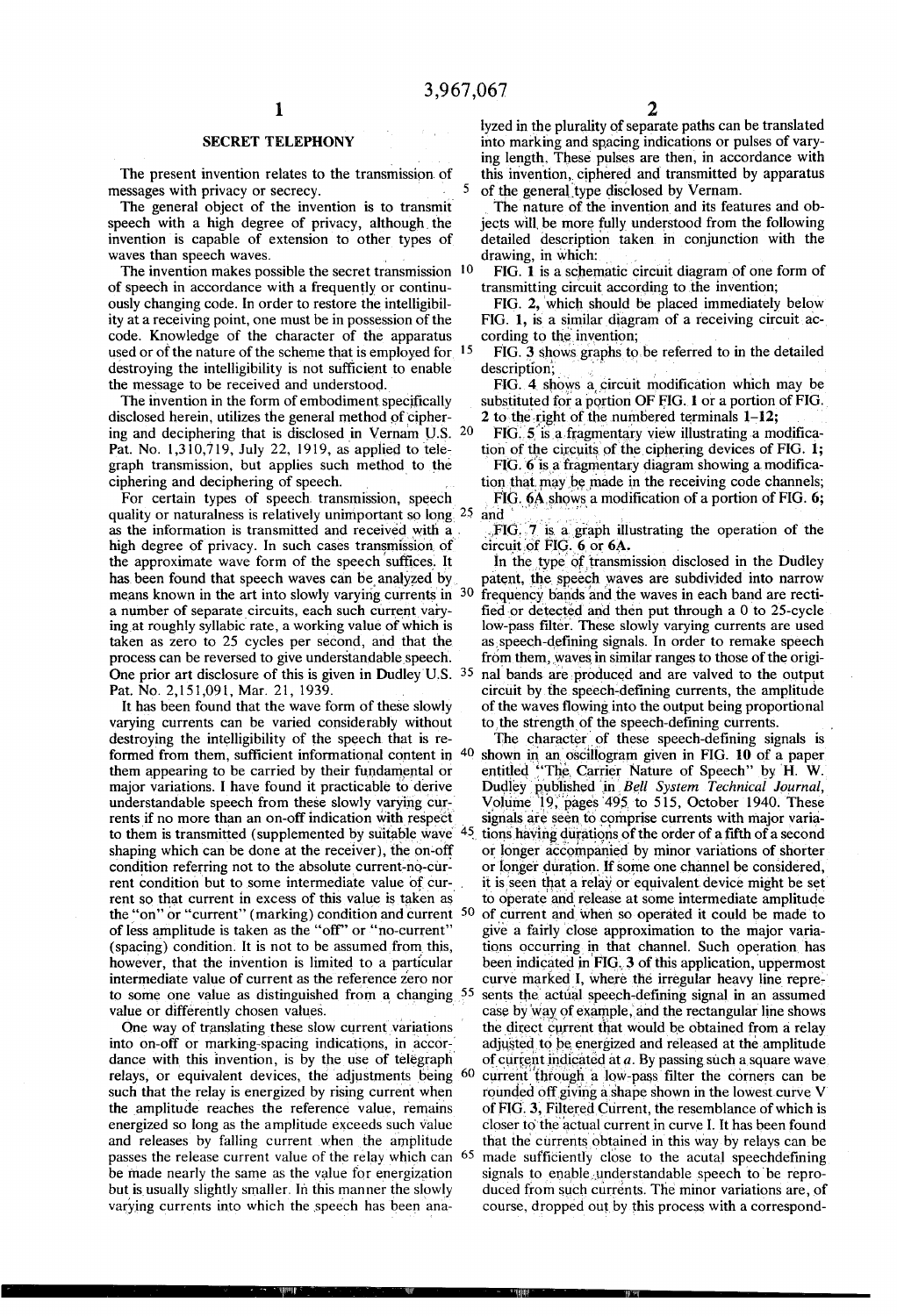# SECRET TELEPHONY

The present invention relates to the transmission of messages with privacy or secrecy.

The general object of the invention is to transmit speech with a high degree of privacy, although the invention is capable of extension to other types of waves than speech waves.

The invention makes possible the secret transmission of speech in accordance with a frequently or continuously changing code. In order to restore the intelligibility at a receiving point, one must be in possession of the code. Knowledge of the character of the apparatus used or of the nature of the scheme that is employed for destroying the intelligibility is not sufficient to enable the message to be received and understood.

The invention in the form of embodiment specifically disclosed herein, utilizes the general method of ciphering and deciphering that is disclosed in Vernam U.S. Pat. No. 1,310,719, July 22, 1919, as applied to telegraph transmission, but applies such method to the ciphering and deciphering of speech.

For certain types of speech transmission, speech quality or naturalness is relatively unimportant so long as the information is transmitted and received with a high degree of privacy. In such cases transmission of the approximate wave form of the speech suffices. It has been found that speech waves can be analyzed by means known in the art into slowly varying currents in a number of separate circuits, each such current varying at roughly syllabic rate, a working value of which is taken as zero to 25 cycles per second, and that the process can be reversed to give understandable speech. One prior art disclosure of this is given in Dudley U.S. Pat. No. 2,151,091, Mar. 21, 1939.

It has been found that the wave form of these slowly varying currents can be varied considerably without destroying the intelligibility of the speech that is reformed from them, sufficient informational content in them appearing to be carried by their fundamental or major variations. I have found it practicable to derive understandable speech from these slowly varying currents if no more than an on-off indication with respect to them is transmitted (supplemented by suitable wave shaping which can be done at the receiver), the on-off condition referring not to the absolute current-no-current condition but to some intermediate value of current so that current in excess of this value is taken as the "on" or "current" (marking) condition and current of less amplitude is taken as the "off" or "no-current" (spacing) condition. It is not to be assumed from this, however, that the invention is limited to a particular intermediate value of current as the reference zero nor to some one value as distinguished from a changing value or differently chosen values.

One way of translating these slow current variations into on-off or marking-spacing indications, in accordance with this invention, is by the use of telegraph relays, or equivalent devices, the adjustments being such that the relay is energized by rising current when the amplitude reaches the reference value, remains energized so long as the amplitude exceeds such value and releases by falling current when the amplitude passes the release current value of the relay which can be made nearly the same as the value for energization but is usually slightly smaller. In this manner the slowly varying currents into which the speech has been analyzed in the plurality of separate paths can be translated into marking and spacing indications or pulses of varying length. These pulses are then, in accordance with this invention, ciphered and transmitted by apparatus of the general type disclosed by Vernam.

The nature of the invention and its features and objects will be more fully understood from the following detailed description taken in conjunction with the drawing, in which:

FIG. **1** is a schematic circuit diagram of one form of transmitting circuit according to the invention;

FIG. **2**, which should be placed immediately below FIG. **1**, is a similar diagram of a receiving circuit according to the invention;

FIG. **3** shows graphs to be referred to in the detailed description;

FIG. **4** shows a circuit modification which may be substituted for a portion OF FIG. **1** or a portion of FIG. **2** to the right of the numbered terminals **1–12**;

FIG. **5** is a fragmentary view illustrating a modification of the circuits of the ciphering devices of FIG. **1**;

FIG. **6** is a fragmentary diagram showing a modification that may be made in the receiving code channels;

FIG. **6A** shows a modification of a portion of FIG. **6**; and

FIG. **7** is a graph illustrating the operation of the circuit of FIG. **6** or **6A**.

In the type of transmission disclosed in the Dudley patent, the speech waves are subdivided into narrow frequency bands and the waves in each band are rectified or detected and then put through a 0 to 25-cycle low-pass filter. These slowly varying currents are used as speech-defining signals. In order to remake speech from them, waves in similar ranges to those of the original bands are produced and are valved to the output circuit by the speech-defining currents, the amplitude of the waves flowing into the output being proportional to the strength of the speech-defining currents.

The character of these speech-defining signals is shown in an oscillogram given in FIG. **10** of a paper entitled "The Carrier Nature of Speech" by H. W. Dudley published in *Bell System Technical Journal*, Volume 19, pages 495 to 515, October 1940. These signals are seen to comprise currents with major variations having durations of the order of a fifth of a second or longer accompanied by minor variations of shorter or longer duration. If some one channel be considered, it is seen that a relay or equivalent device might be set to operate and release at some intermediate amplitude of current and when so operated it could be made to give a fairly close approximation to the major variations occurring in that channel. Such operation has been indicated in FIG. **3** of this application, uppermost curve marked I, where the irregular heavy line represents the actual speech-defining signal in an assumed case by way of example, and the rectangular line shows the direct current that would be obtained from a relay adjusted to be energized and released at the amplitude of current indicated at *a*. By passing such a square wave current through a low-pass filter the corners can be rounded off giving a shape shown in the lowest curve V of FIG. **3**, Filtered Current, the resemblance of which is closer to the actual current in curve I. It has been found that the currents obtained in this way by relays can be made sufficiently close to the acutal speechdefining signals to enable understandable speech to be reproduced from such currents. The minor variations are, of course, dropped out by this process with a correspond-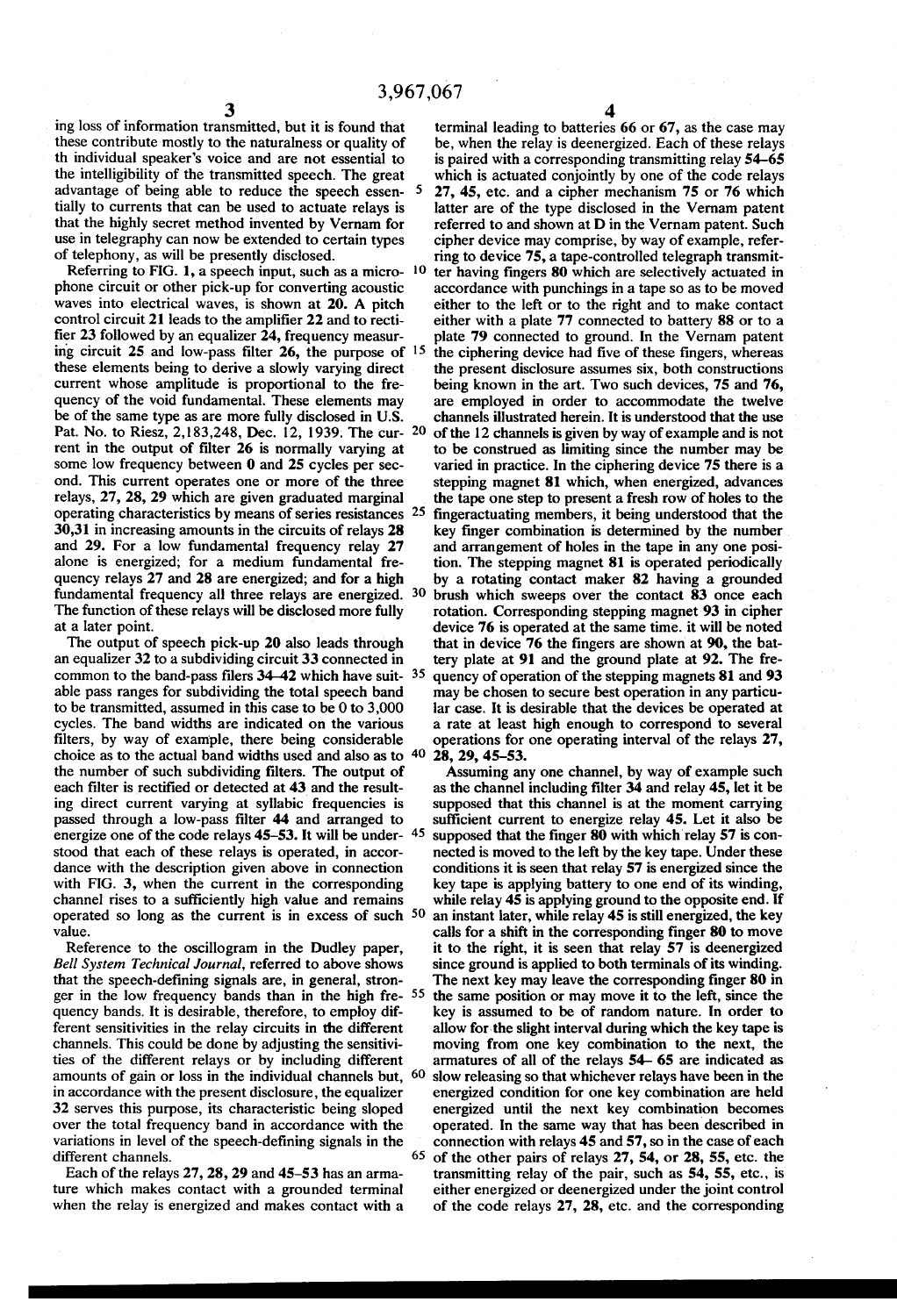ing loss of information transmitted, but it is found that these contribute mostly to the naturalness or quality of th individual speaker's voice and are not essential to the intelligibility of the transmitted speech. The great advantage of being able to reduce the speech essentially to currents that can be used to actuate relays is that the highly secret method invented by Vernam for use in telegraphy can now be extended to certain types of telephony, as will be presently disclosed.

Referring to FIG. 1, a speech input, such as a microphone circuit or other pick-up for converting acoustic waves into electrical waves, is shown at **20**. A pitch control circuit **21** leads to the amplifier **22** and to rectifier **23** followed by an equalizer **24**, frequency measuring circuit **25** and low-pass filter **26**, the purpose of these elements being to derive a slowly varying direct current whose amplitude is proportional to the frequency of the void fundamental. These elements may be of the same type as are more fully disclosed in U.S. Pat. No. to Riesz, 2,183,248, Dec. 12, 1939. The current in the output of filter **26** is normally varying at some low frequency between **0** and **25** cycles per second. This current operates one or more of the three relays, **27, 28, 29** which are given graduated marginal operating characteristics by means of series resistances **30,31** in increasing amounts in the circuits of relays **28** and **29**. For a low fundamental frequency relay **27** alone is energized; for a medium fundamental frequency relays **27** and **28** are energized; and for a high fundamental frequency all three relays are energized. The function of these relays will be disclosed more fully at a later point.

The output of speech pick-up **20** also leads through an equalizer **32** to a subdividing circuit **33** connected in common to the band-pass filers **34–42** which have suitable pass ranges for subdividing the total speech band to be transmitted, assumed in this case to be 0 to 3,000 cycles. The band widths are indicated on the various filters, by way of example, there being considerable choice as to the actual band widths used and also as to the number of such subdividing filters. The output of each filter is rectified or detected at **43** and the resulting direct current varying at syllabic frequencies is passed through a low-pass filter **44** and arranged to energize one of the code relays **45–53**. It will be understood that each of these relays is operated, in accordance with the description given above in connection with FIG. 3, when the current in the corresponding channel rises to a sufficiently high value and remains operated so long as the current is in excess of such value.

Reference to the oscillogram in the Dudley paper, *Bell System Technical Journal*, referred to above shows that the speech-defining signals are, in general, stronger in the low frequency bands than in the high frequency bands. It is desirable, therefore, to employ different sensitivities in the relay circuits in the different channels. This could be done by adjusting the sensitivities of the different relays or by including different amounts of gain or loss in the individual channels but, in accordance with the present disclosure, the equalizer **32** serves this purpose, its characteristic being sloped over the total frequency band in accordance with the variations in level of the speech-defining signals in the different channels.

Each of the relays **27, 28, 29** and **45–53** has an armature which makes contact with a grounded terminal when the relay is energized and makes contact with a terminal leading to batteries **66** or **67**, as the case may be, when the relay is deenergized. Each of these relays is paired with a corresponding transmitting relay **54–65** which is actuated conjointly by one of the code relays **27, 45**, etc. and a cipher mechanism **75** or **76** which latter are of the type disclosed in the Vernam patent referred to and shown at **D** in the Vernam patent. Such cipher device may comprise, by way of example, referring to device **75**, a tape-controlled telegraph transmitter having fingers **80** which are selectively actuated in accordance with punchings in a tape so as to be moved either to the left or to the right and to make contact either with a plate **77** connected to battery **88** or to a plate **79** connected to ground. In the Vernam patent the ciphering device had five of these fingers, whereas the present disclosure assumes six, both constructions being known in the art. Two such devices, **75** and **76**, are employed in order to accommodate the twelve channels illustrated herein. It is understood that the use of the 12 channels is given by way of example and is not to be construed as limiting since the number may be varied in practice. In the ciphering device **75** there is a stepping magnet **81** which, when energized, advances the tape one step to present a fresh row of holes to the fingeractuating members, it being understood that the key finger combination is determined by the number and arrangement of holes in the tape in any one position. The stepping magnet **81** is operated periodically by a rotating contact maker **82** having a grounded brush which sweeps over the contact **83** once each rotation. Corresponding stepping magnet **93** in cipher device **76** is operated at the same time. it will be noted that in device **76** the fingers are shown at **90**, the battery plate at **91** and the ground plate at **92**. The frequency of operation of the stepping magnets **81** and **93** may be chosen to secure best operation in any particular case. It is desirable that the devices be operated at a rate at least high enough to correspond to several operations for one operating interval of the relays **27, 28, 29, 45–53**.

Assuming any one channel, by way of example such as the channel including filter **34** and relay **45**, let it be supposed that this channel is at the moment carrying sufficient current to energize relay **45**. Let it also be supposed that the finger **80** with which relay **57** is connected is moved to the left by the key tape. Under these conditions it is seen that relay **57** is energized since the key tape is applying battery to one end of its winding, while relay **45** is applying ground to the opposite end. If an instant later, while relay **45** is still energized, the key calls for a shift in the corresponding finger **80** to move it to the right, it is seen that relay **57** is deenergized since ground is applied to both terminals of its winding. The next key may leave the corresponding finger **80** in the same position or may move it to the left, since the key is assumed to be of random nature. In order to allow for the slight interval during which the key tape is moving from one key combination to the next, the armatures of all of the relays **54– 65** are indicated as slow releasing so that whichever relays have been in the energized condition for one key combination are held energized until the next key combination becomes operated. In the same way that has been described in connection with relays **45** and **57**, so in the case of each of the other pairs of relays **27, 54**, or **28, 55**, etc. the transmitting relay of the pair, such as **54, 55**, etc., is either energized or deenergized under the joint control of the code relays **27, 28**, etc. and the corresponding